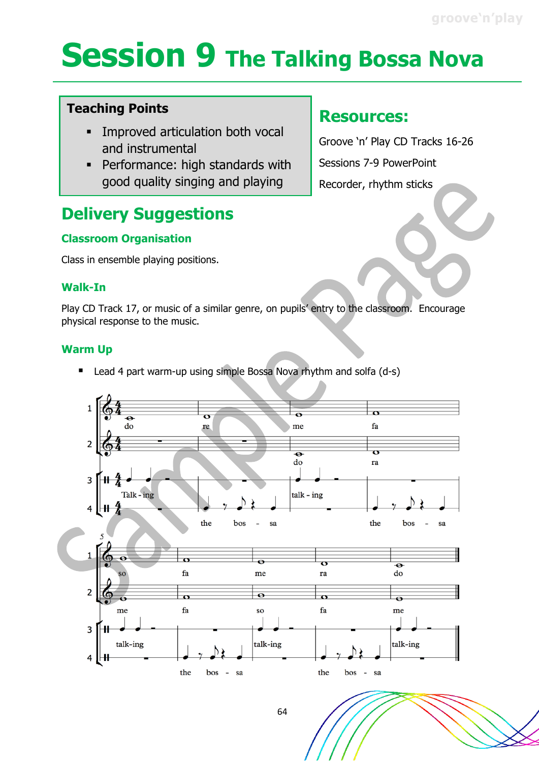# Session 9 The Talking Bossa Nova

**Teaching Points**

- Improved articulation both vocal and instrumental
- Performance: high standards with good quality singing and playing

## Resources:

Groove 'n' Play CD Tracks 16-26

Sessions 7-9 PowerPoint

Recorder, rhythm sticks

## Delivery Suggestions

### Classroom Organisation

Class in ensemble playing positions.

### Walk-In

Play CD Track 17, or music of a similar genre, on pupils' entry to the classroom. Encourage physical response to the music.

### Warm Up

- Lead 4 part warm-up using simple Bossa Nova rhythm and solfa (d-s)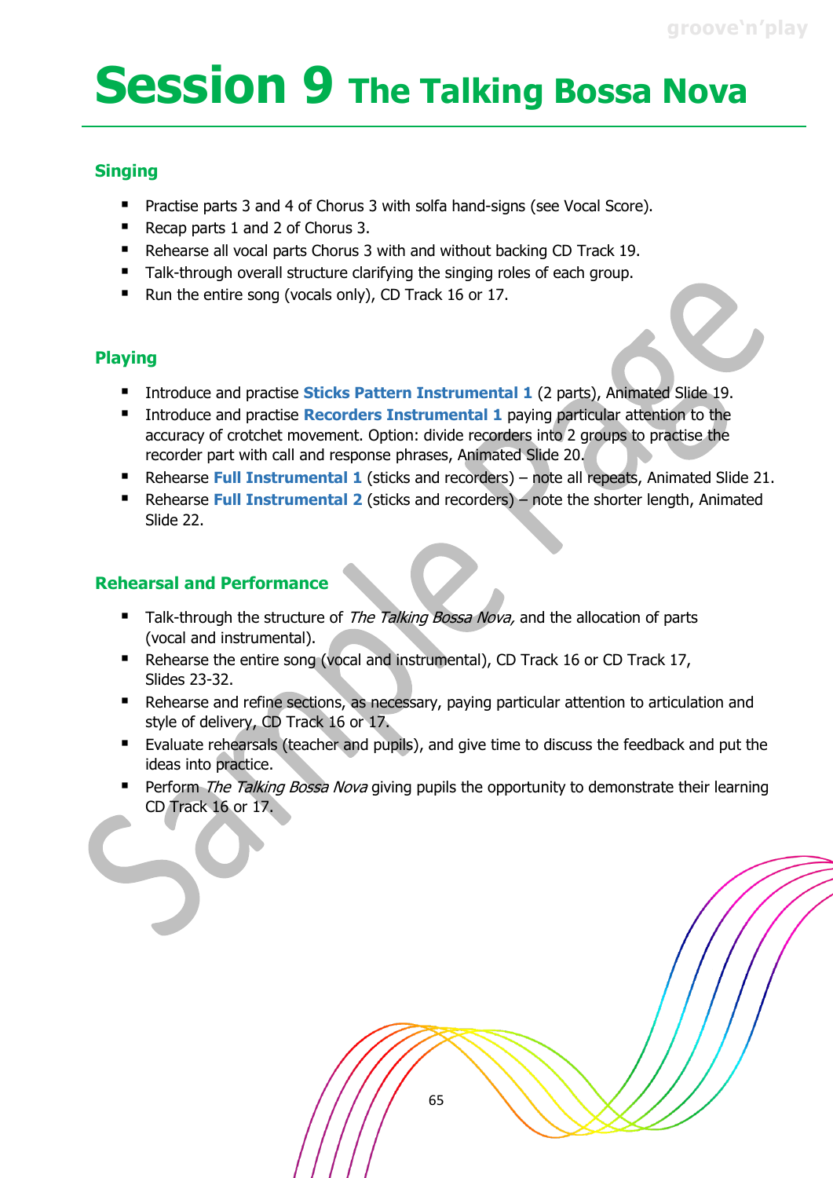# Session 9 The Talking Bossa Nova

## Singing

- Practise parts 3 and 4 of Chorus 3 with solfa hand-signs (see Vocal Score).
- Recap parts 1 and 2 of Chorus 3.
- Rehearse all vocal parts Chorus 3 with and without backing CD Track 19.
- Talk-through overall structure clarifying the singing roles of each group.
- Run the entire song (vocals only), CD Track 16 or 17.

## Playing

- Introduce and practise **Sticks Pattern Instrumental 1** (2 parts), Animated Slide 19.
- Introduce and practise **Recorders Instrumental 1** paying particular attention to the accuracy of crotchet movement. Option: divide recorders into 2 groups to practise the recorder part with call and response phrases, Animated Slide 20.
- Rehearse **Full Instrumental 1** (sticks and recorders) – note all repeats, Animated Slide 21.
- Rehearse **Full Instrumental 2** (sticks and recorders) – note the shorter length, Animated Slide 22.

## Rehearsal and Performance

- Talk-through the structure of *The Talking Bossa Nova,* and the allocation of parts (vocal and instrumental).
- Rehearse the entire song (vocal and instrumental), CD Track 16 or CD Track 17, Slides 23-32.
- Rehearse and refine sections, as necessary, paying particular attention to articulation and style of delivery, CD Track 16 or 17.
- Evaluate rehearsals (teacher and pupils), and give time to discuss the feedback and put the ideas into practice.
- Perform *The Talking Bossa Nova* giving pupils the opportunity to demonstrate their learning CD Track 16 or 17.